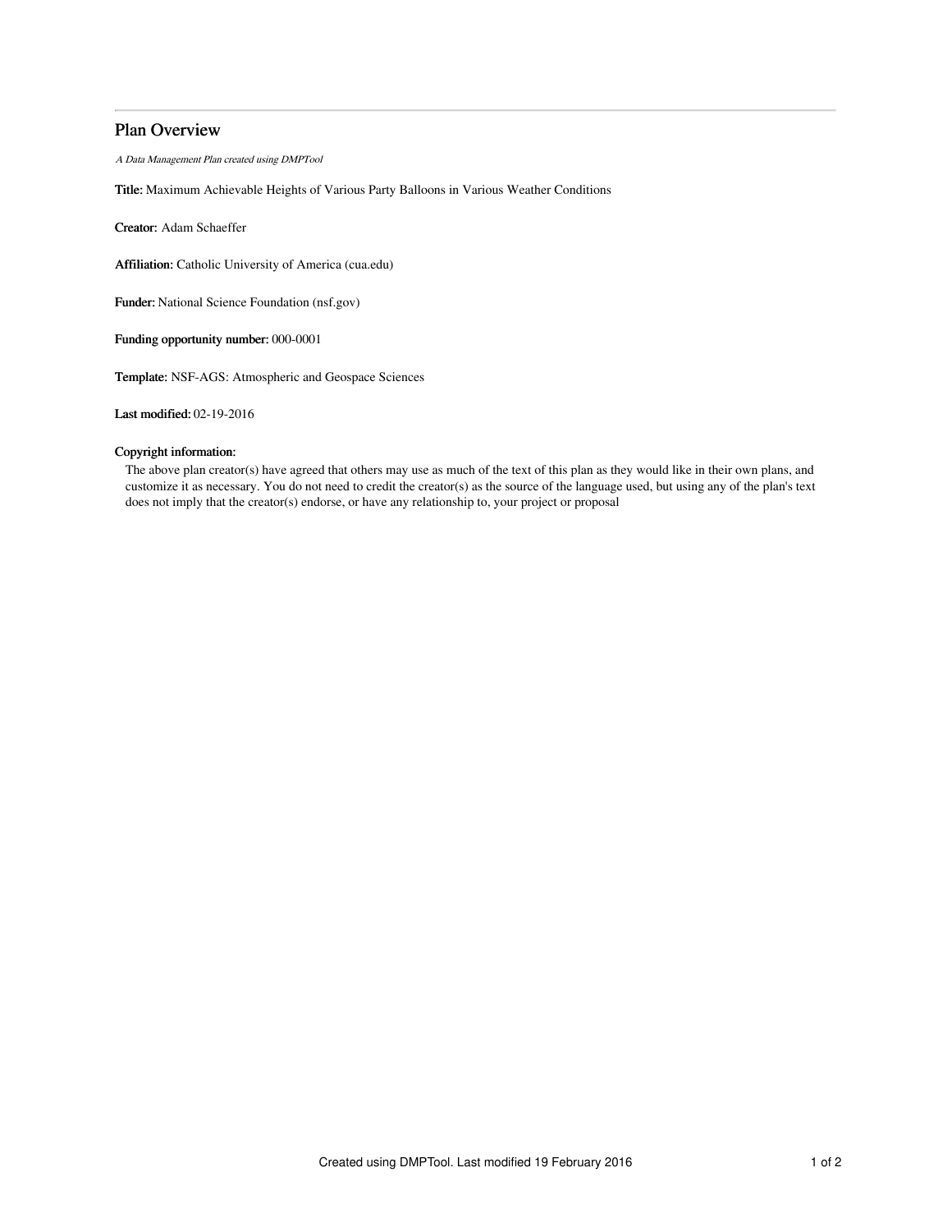# Plan Overview

*A Data Management Plan created using DMPTool*

**Title:** Maximum Achievable Heights of Various Party Balloons in Various Weather Conditions

**Creator:** Adam Schaeffer

**Affiliation:** Catholic University of America (cua.edu)

**Funder:** National Science Foundation (nsf.gov)

**Funding opportunity number:** 000-0001

**Template:** NSF-AGS: Atmospheric and Geospace Sciences

**Last modified:** 02-19-2016

**Copyright information:**

The above plan creator(s) have agreed that others may use as much of the text of this plan as they would like in their own plans, and customize it as necessary. You do not need to credit the creator(s) as the source of the language used, but using any of the plan's text does not imply that the creator(s) endorse, or have any relationship to, your project or proposal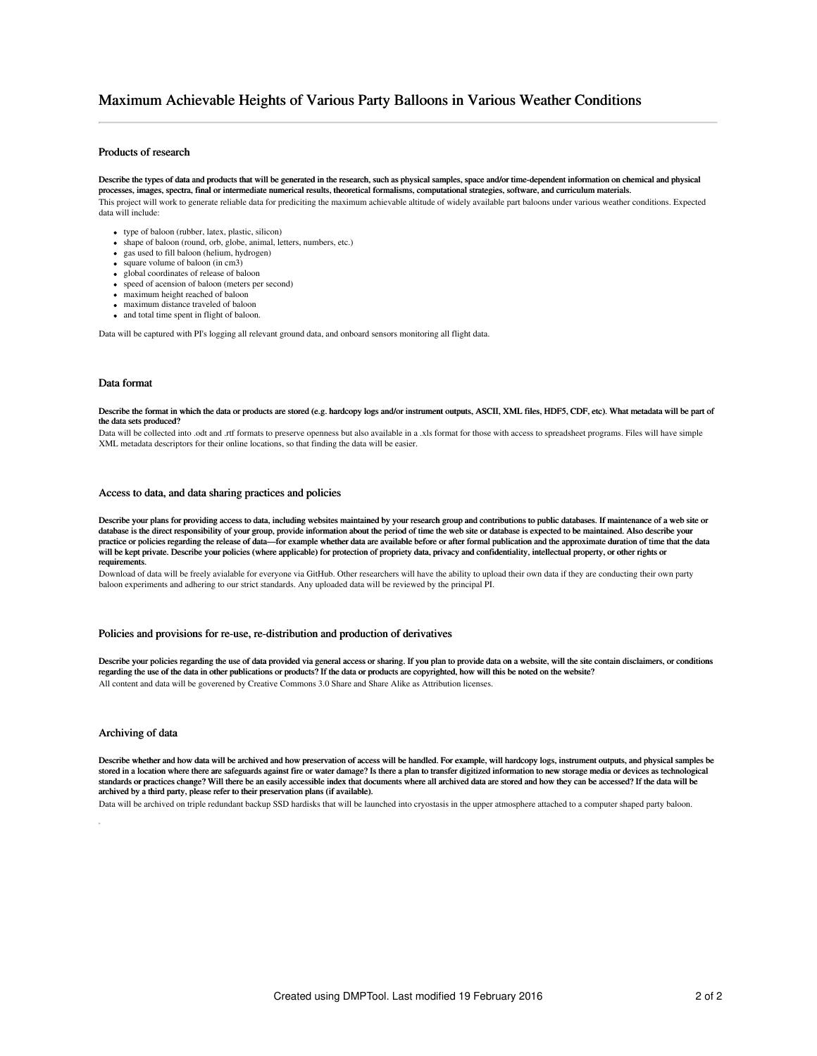# Maximum Achievable Heights of Various Party Balloons in Various Weather Conditions

## Products of research

**Describe the types of data and products that will be generated in the research, such as physical samples, space and/or time-dependent information on chemical and physical processes, images, spectra, final or intermediate numerical results, theoretical formalisms, computational strategies, software, and curriculum materials.**

This project will work to generate reliable data for prediciting the maximum achievable altitude of widely available part baloons under various weather conditions. Expected data will include:

- type of baloon (rubber, latex, plastic, silicon)
- shape of baloon (round, orb, globe, animal, letters, numbers, etc.)
- gas used to fill baloon (helium, hydrogen)
- square volume of baloon (in cm3)
- global coordinates of release of baloon
- speed of acension of baloon (meters per second)
- maximum height reached of baloon
- maximum distance traveled of baloon
- and total time spent in flight of baloon.

Data will be captured with PI's logging all relevant ground data, and onboard sensors monitoring all flight data.

## Data format

**Describe the format in which the data or products are stored (e.g. hardcopy logs and/or instrument outputs, ASCII, XML files, HDF5, CDF, etc). What metadata will be part of the data sets produced?**

Data will be collected into .odt and .rtf formats to preserve openness but also available in a .xls format for those with access to spreadsheet programs. Files will have simple XML metadata descriptors for their online locations, so that finding the data will be easier.

## Access to data, and data sharing practices and policies

**Describe your plans for providing access to data, including websites maintained by your research group and contributions to public databases. If maintenance of a web site or database is the direct responsibility of your group, provide information about the period of time the web site or database is expected to be maintained. Also describe your practice or policies regarding the release of data—for example whether data are available before or after formal publication and the approximate duration of time that the data will be kept private. Describe your policies (where applicable) for protection of propriety data, privacy and confidentiality, intellectual property, or other rights or requirements.**

Download of data will be freely avialable for everyone via GitHub. Other researchers will have the ability to upload their own data if they are conducting their own party baloon experiments and adhering to our strict standards. Any uploaded data will be reviewed by the principal PI.

## Policies and provisions for re-use, re-distribution and production of derivatives

**Describe your policies regarding the use of data provided via general access or sharing. If you plan to provide data on a website, will the site contain disclaimers, or conditions regarding the use of the data in other publications or products? If the data or products are copyrighted, how will this be noted on the website?**

All content and data will be goverened by Creative Commons 3.0 Share and Share Alike as Attribution licenses.

## Archiving of data

**Describe whether and how data will be archived and how preservation of access will be handled. For example, will hardcopy logs, instrument outputs, and physical samples be stored in a location where there are safeguards against fire or water damage? Is there a plan to transfer digitized information to new storage media or devices as technological standards or practices change? Will there be an easily accessible index that documents where all archived data are stored and how they can be accessed? If the data will be archived by a third party, please refer to their preservation plans (if available).**

Data will be archived on triple redundant backup SSD hardisks that will be launched into cryostasis in the upper atmosphere attached to a computer shaped party baloon.